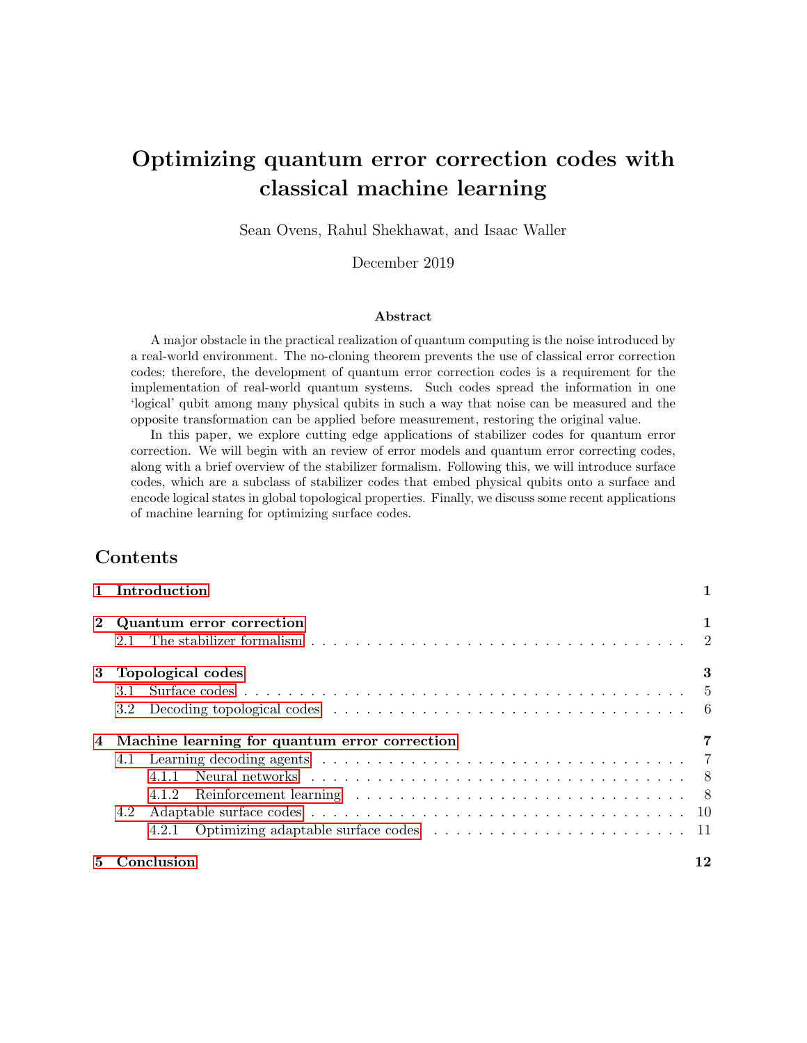# Optimizing quantum error correction codes with classical machine learning

Sean Ovens, Rahul Shekhawat, and Isaac Waller

December 2019

### Abstract

A major obstacle in the practical realization of quantum computing is the noise introduced by a real-world environment. The no-cloning theorem prevents the use of classical error correction codes; therefore, the development of quantum error correction codes is a requirement for the implementation of real-world quantum systems. Such codes spread the information in one 'logical' qubit among many physical qubits in such a way that noise can be measured and the opposite transformation can be applied before measurement, restoring the original value.

In this paper, we explore cutting edge applications of stabilizer codes for quantum error correction. We will begin with an review of error models and quantum error correcting codes, along with a brief overview of the stabilizer formalism. Following this, we will introduce surface codes, which are a subclass of stabilizer codes that embed physical qubits onto a surface and encode logical states in global topological properties. Finally, we discuss some recent applications of machine learning for optimizing surface codes.

## Contents

- **1 Introduction** — 1
- **2 Quantum error correction** — 1
  - 2.1 The stabilizer formalism — 2
- **3 Topological codes** — 3
  - 3.1 Surface codes — 5
  - 3.2 Decoding topological codes — 6
- **4 Machine learning for quantum error correction** — 7
  - 4.1 Learning decoding agents — 7
    - 4.1.1 Neural networks — 8
    - 4.1.2 Reinforcement learning — 8
  - 4.2 Adaptable surface codes — 10
    - 4.2.1 Optimizing adaptable surface codes — 11
- **5 Conclusion** — 12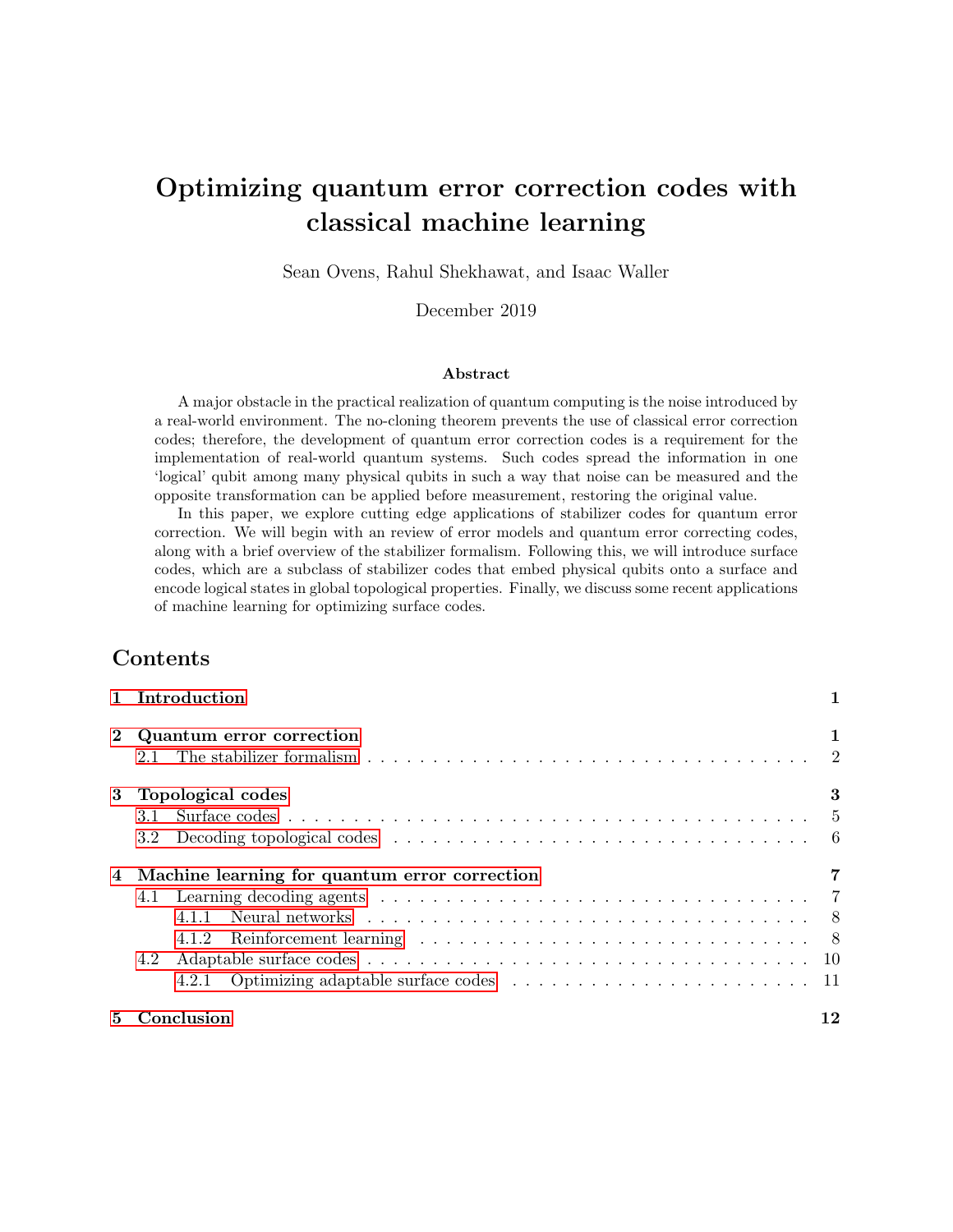# Optimizing quantum error correction codes with classical machine learning

Sean Ovens, Rahul Shekhawat, and Isaac Waller

December 2019

### Abstract

A major obstacle in the practical realization of quantum computing is the noise introduced by a real-world environment. The no-cloning theorem prevents the use of classical error correction codes; therefore, the development of quantum error correction codes is a requirement for the implementation of real-world quantum systems. Such codes spread the information in one 'logical' qubit among many physical qubits in such a way that noise can be measured and the opposite transformation can be applied before measurement, restoring the original value.

In this paper, we explore cutting edge applications of stabilizer codes for quantum error correction. We will begin with an review of error models and quantum error correcting codes, along with a brief overview of the stabilizer formalism. Following this, we will introduce surface codes, which are a subclass of stabilizer codes that embed physical qubits onto a surface and encode logical states in global topological properties. Finally, we discuss some recent applications of machine learning for optimizing surface codes.

## Contents

- **1 Introduction** — **1**
- **2 Quantum error correction** — **1**
  - 2.1 The stabilizer formalism — 2
- **3 Topological codes** — **3**
  - 3.1 Surface codes — 5
  - 3.2 Decoding topological codes — 6
- **4 Machine learning for quantum error correction** — **7**
  - 4.1 Learning decoding agents — 7
    - 4.1.1 Neural networks — 8
    - 4.1.2 Reinforcement learning — 8
  - 4.2 Adaptable surface codes — 10
    - 4.2.1 Optimizing adaptable surface codes — 11
- **5 Conclusion** — **12**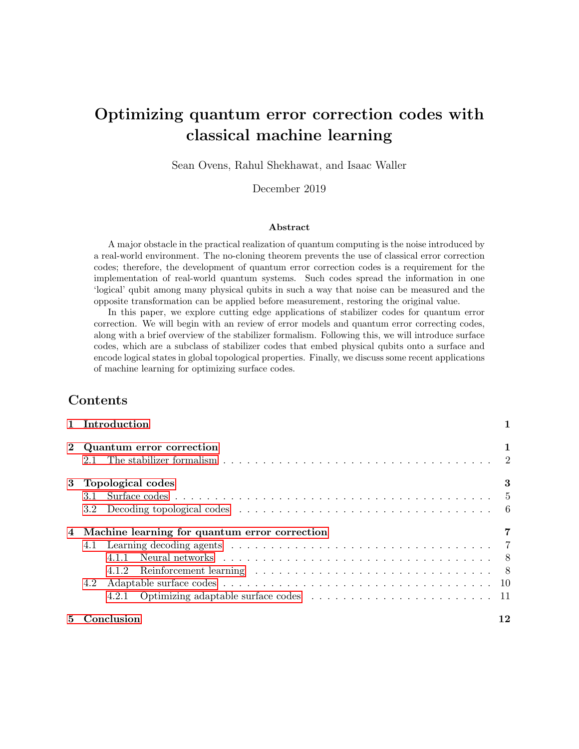# Optimizing quantum error correction codes with classical machine learning

Sean Ovens, Rahul Shekhawat, and Isaac Waller

December 2019

### Abstract

A major obstacle in the practical realization of quantum computing is the noise introduced by a real-world environment. The no-cloning theorem prevents the use of classical error correction codes; therefore, the development of quantum error correction codes is a requirement for the implementation of real-world quantum systems. Such codes spread the information in one 'logical' qubit among many physical qubits in such a way that noise can be measured and the opposite transformation can be applied before measurement, restoring the original value.

In this paper, we explore cutting edge applications of stabilizer codes for quantum error correction. We will begin with an review of error models and quantum error correcting codes, along with a brief overview of the stabilizer formalism. Following this, we will introduce surface codes, which are a subclass of stabilizer codes that embed physical qubits onto a surface and encode logical states in global topological properties. Finally, we discuss some recent applications of machine learning for optimizing surface codes.

## Contents

- **1 Introduction** — 1
- **2 Quantum error correction** — 1
  - 2.1 The stabilizer formalism — 2
- **3 Topological codes** — 3
  - 3.1 Surface codes — 5
  - 3.2 Decoding topological codes — 6
- **4 Machine learning for quantum error correction** — 7
  - 4.1 Learning decoding agents — 7
    - 4.1.1 Neural networks — 8
    - 4.1.2 Reinforcement learning — 8
  - 4.2 Adaptable surface codes — 10
    - 4.2.1 Optimizing adaptable surface codes — 11
- **5 Conclusion** — 12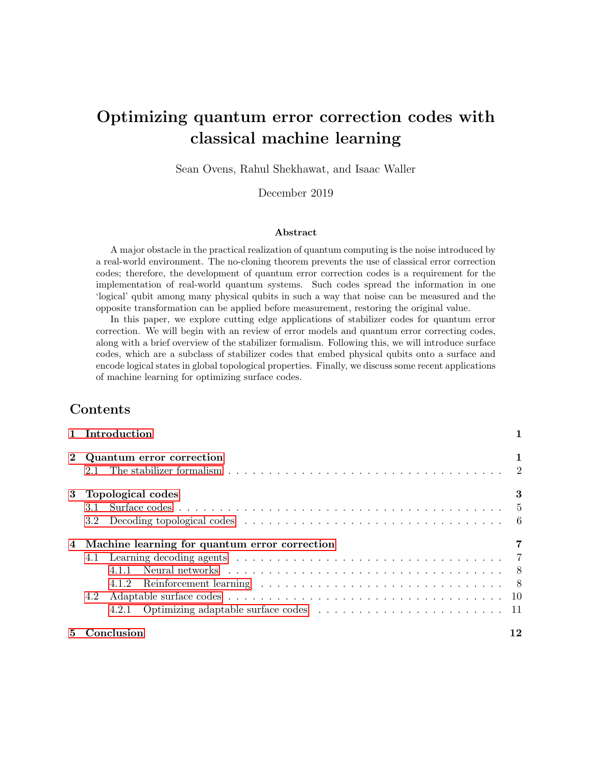# Optimizing quantum error correction codes with classical machine learning

Sean Ovens, Rahul Shekhawat, and Isaac Waller

December 2019

### Abstract

A major obstacle in the practical realization of quantum computing is the noise introduced by a real-world environment. The no-cloning theorem prevents the use of classical error correction codes; therefore, the development of quantum error correction codes is a requirement for the implementation of real-world quantum systems. Such codes spread the information in one 'logical' qubit among many physical qubits in such a way that noise can be measured and the opposite transformation can be applied before measurement, restoring the original value.

In this paper, we explore cutting edge applications of stabilizer codes for quantum error correction. We will begin with an review of error models and quantum error correcting codes, along with a brief overview of the stabilizer formalism. Following this, we will introduce surface codes, which are a subclass of stabilizer codes that embed physical qubits onto a surface and encode logical states in global topological properties. Finally, we discuss some recent applications of machine learning for optimizing surface codes.

## Contents

- **1 Introduction** — 1
- **2 Quantum error correction** — 1
  - 2.1 The stabilizer formalism — 2
- **3 Topological codes** — 3
  - 3.1 Surface codes — 5
  - 3.2 Decoding topological codes — 6
- **4 Machine learning for quantum error correction** — 7
  - 4.1 Learning decoding agents — 7
    - 4.1.1 Neural networks — 8
    - 4.1.2 Reinforcement learning — 8
  - 4.2 Adaptable surface codes — 10
    - 4.2.1 Optimizing adaptable surface codes — 11
- **5 Conclusion** — 12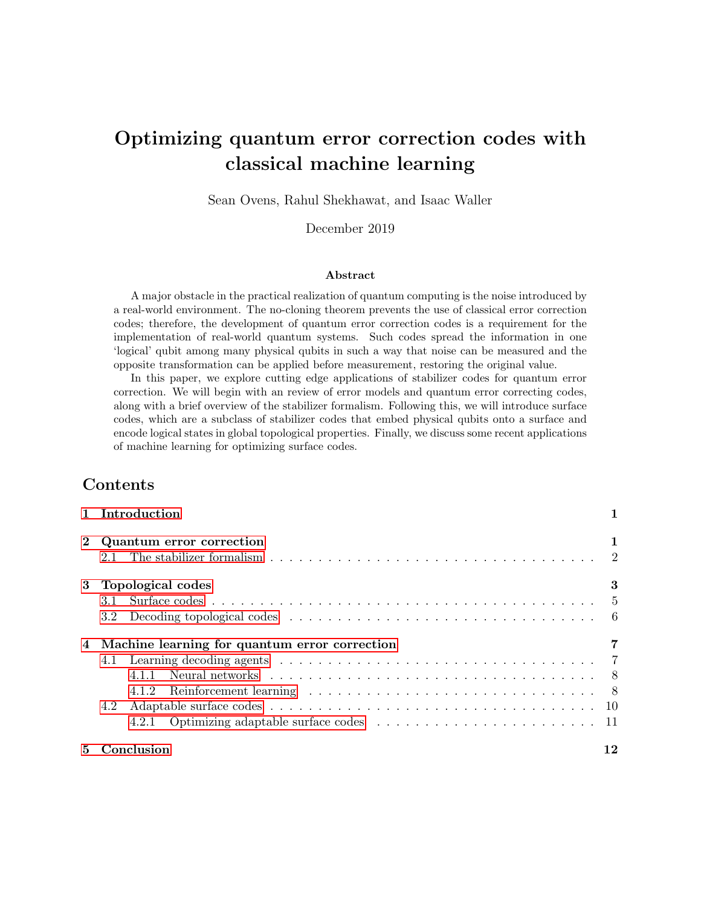# Optimizing quantum error correction codes with classical machine learning

Sean Ovens, Rahul Shekhawat, and Isaac Waller

December 2019

### Abstract

A major obstacle in the practical realization of quantum computing is the noise introduced by a real-world environment. The no-cloning theorem prevents the use of classical error correction codes; therefore, the development of quantum error correction codes is a requirement for the implementation of real-world quantum systems. Such codes spread the information in one 'logical' qubit among many physical qubits in such a way that noise can be measured and the opposite transformation can be applied before measurement, restoring the original value.

In this paper, we explore cutting edge applications of stabilizer codes for quantum error correction. We will begin with an review of error models and quantum error correcting codes, along with a brief overview of the stabilizer formalism. Following this, we will introduce surface codes, which are a subclass of stabilizer codes that embed physical qubits onto a surface and encode logical states in global topological properties. Finally, we discuss some recent applications of machine learning for optimizing surface codes.

## Contents

- **1 Introduction** — 1
- **2 Quantum error correction** — 1
  - 2.1 The stabilizer formalism — 2
- **3 Topological codes** — 3
  - 3.1 Surface codes — 5
  - 3.2 Decoding topological codes — 6
- **4 Machine learning for quantum error correction** — 7
  - 4.1 Learning decoding agents — 7
    - 4.1.1 Neural networks — 8
    - 4.1.2 Reinforcement learning — 8
  - 4.2 Adaptable surface codes — 10
    - 4.2.1 Optimizing adaptable surface codes — 11
- **5 Conclusion** — 12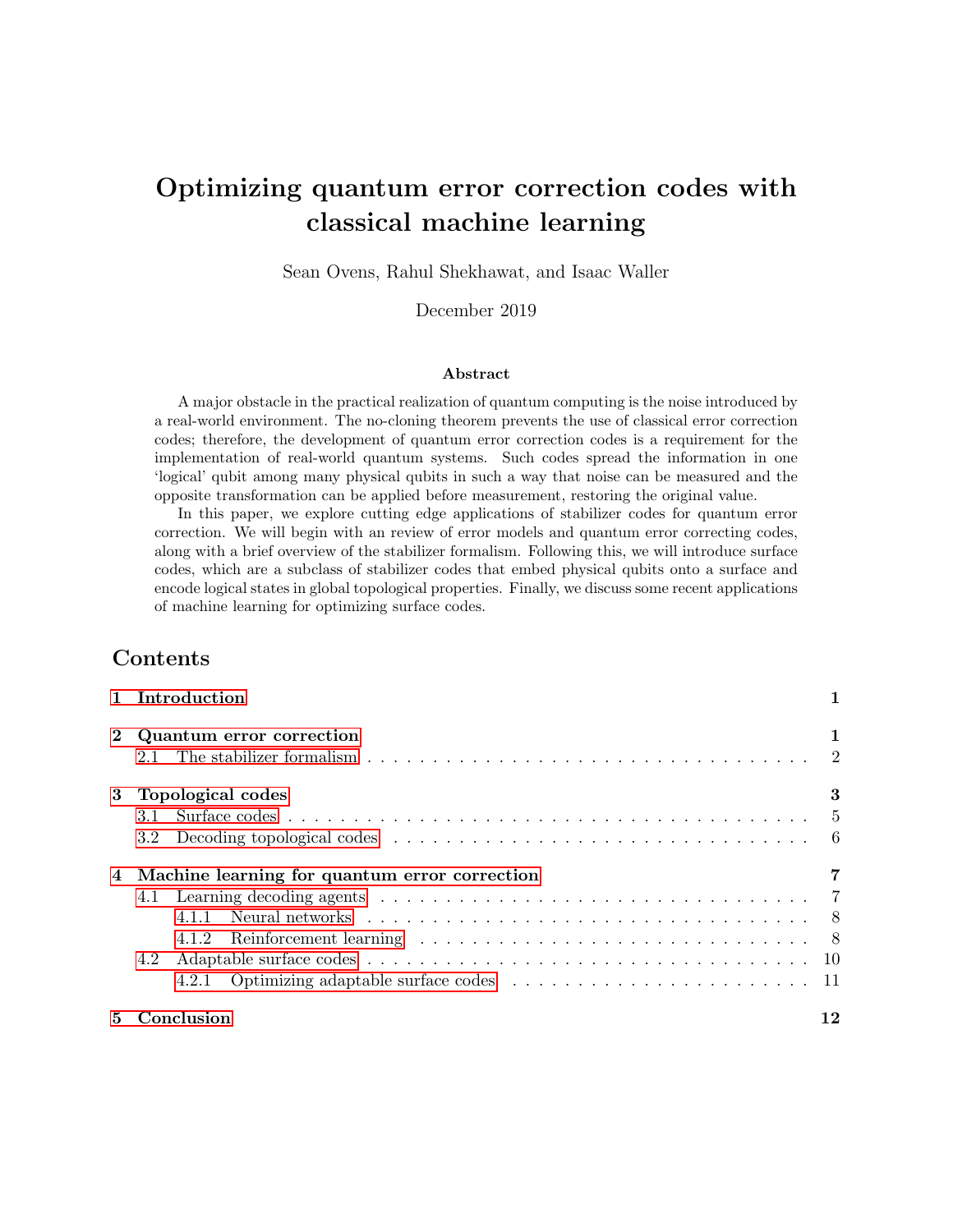# Optimizing quantum error correction codes with classical machine learning

Sean Ovens, Rahul Shekhawat, and Isaac Waller

December 2019

### Abstract

A major obstacle in the practical realization of quantum computing is the noise introduced by a real-world environment. The no-cloning theorem prevents the use of classical error correction codes; therefore, the development of quantum error correction codes is a requirement for the implementation of real-world quantum systems. Such codes spread the information in one 'logical' qubit among many physical qubits in such a way that noise can be measured and the opposite transformation can be applied before measurement, restoring the original value.

In this paper, we explore cutting edge applications of stabilizer codes for quantum error correction. We will begin with an review of error models and quantum error correcting codes, along with a brief overview of the stabilizer formalism. Following this, we will introduce surface codes, which are a subclass of stabilizer codes that embed physical qubits onto a surface and encode logical states in global topological properties. Finally, we discuss some recent applications of machine learning for optimizing surface codes.

## Contents

- **1 Introduction** — 1
- **2 Quantum error correction** — 1
  - 2.1 The stabilizer formalism — 2
- **3 Topological codes** — 3
  - 3.1 Surface codes — 5
  - 3.2 Decoding topological codes — 6
- **4 Machine learning for quantum error correction** — 7
  - 4.1 Learning decoding agents — 7
    - 4.1.1 Neural networks — 8
    - 4.1.2 Reinforcement learning — 8
  - 4.2 Adaptable surface codes — 10
    - 4.2.1 Optimizing adaptable surface codes — 11
- **5 Conclusion** — 12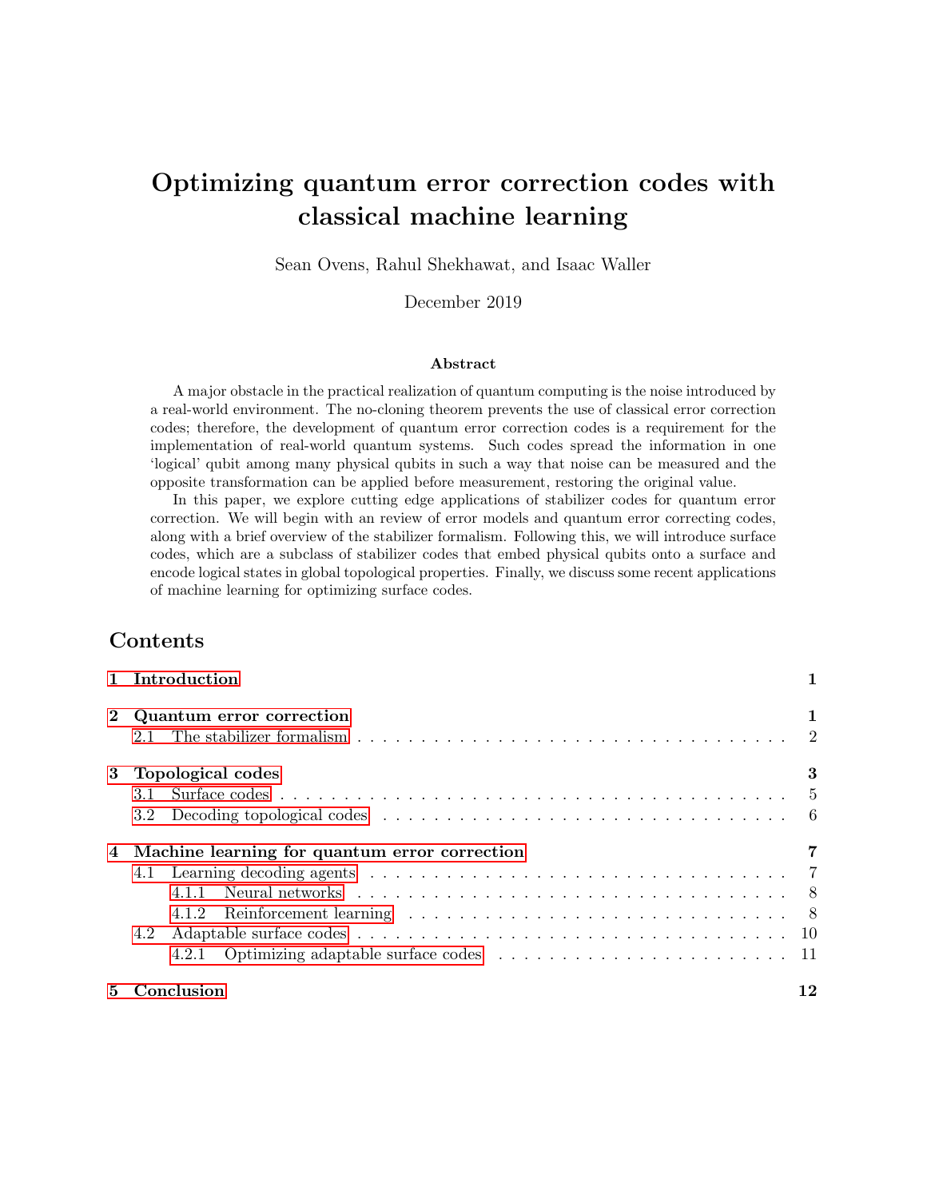# Optimizing quantum error correction codes with classical machine learning

Sean Ovens, Rahul Shekhawat, and Isaac Waller

December 2019

### Abstract

A major obstacle in the practical realization of quantum computing is the noise introduced by a real-world environment. The no-cloning theorem prevents the use of classical error correction codes; therefore, the development of quantum error correction codes is a requirement for the implementation of real-world quantum systems. Such codes spread the information in one 'logical' qubit among many physical qubits in such a way that noise can be measured and the opposite transformation can be applied before measurement, restoring the original value.

In this paper, we explore cutting edge applications of stabilizer codes for quantum error correction. We will begin with an review of error models and quantum error correcting codes, along with a brief overview of the stabilizer formalism. Following this, we will introduce surface codes, which are a subclass of stabilizer codes that embed physical qubits onto a surface and encode logical states in global topological properties. Finally, we discuss some recent applications of machine learning for optimizing surface codes.

## Contents

- 1 Introduction — 1
- 2 Quantum error correction — 1
  - 2.1 The stabilizer formalism — 2
- 3 Topological codes — 3
  - 3.1 Surface codes — 5
  - 3.2 Decoding topological codes — 6
- 4 Machine learning for quantum error correction — 7
  - 4.1 Learning decoding agents — 7
    - 4.1.1 Neural networks — 8
    - 4.1.2 Reinforcement learning — 8
  - 4.2 Adaptable surface codes — 10
    - 4.2.1 Optimizing adaptable surface codes — 11
- 5 Conclusion — 12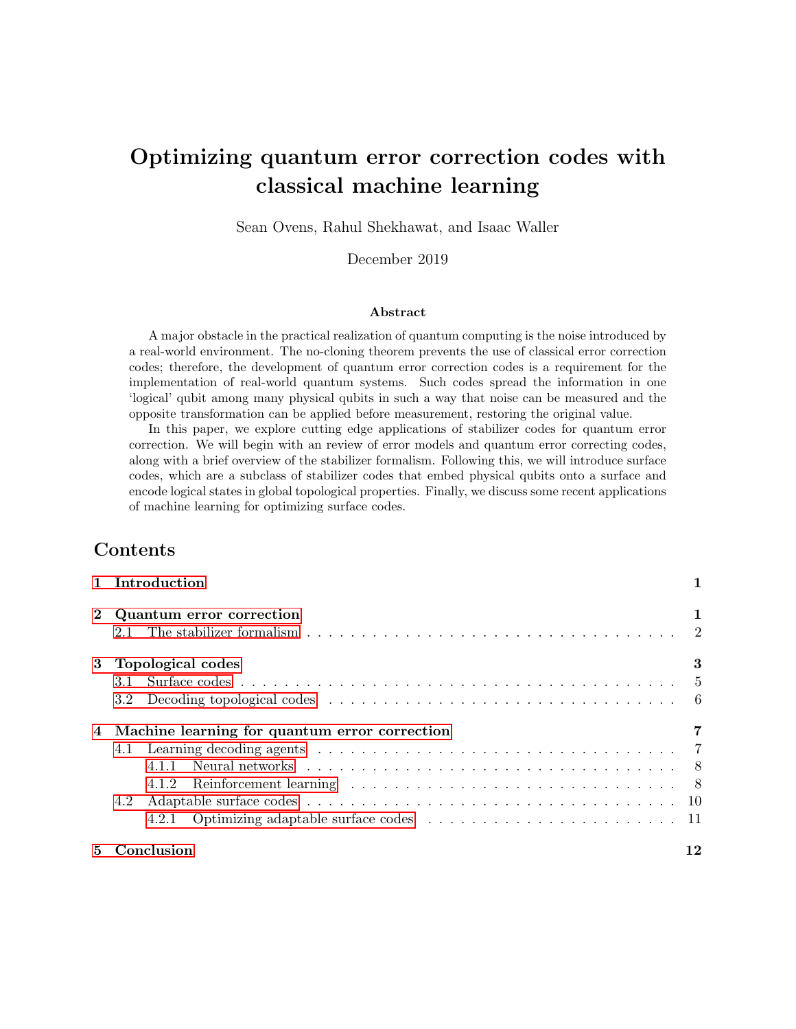# Optimizing quantum error correction codes with classical machine learning

Sean Ovens, Rahul Shekhawat, and Isaac Waller

December 2019

### Abstract

A major obstacle in the practical realization of quantum computing is the noise introduced by a real-world environment. The no-cloning theorem prevents the use of classical error correction codes; therefore, the development of quantum error correction codes is a requirement for the implementation of real-world quantum systems. Such codes spread the information in one 'logical' qubit among many physical qubits in such a way that noise can be measured and the opposite transformation can be applied before measurement, restoring the original value.

In this paper, we explore cutting edge applications of stabilizer codes for quantum error correction. We will begin with an review of error models and quantum error correcting codes, along with a brief overview of the stabilizer formalism. Following this, we will introduce surface codes, which are a subclass of stabilizer codes that embed physical qubits onto a surface and encode logical states in global topological properties. Finally, we discuss some recent applications of machine learning for optimizing surface codes.

## Contents

- **1 Introduction** — **1**
- **2 Quantum error correction** — **1**
  - 2.1 The stabilizer formalism — 2
- **3 Topological codes** — **3**
  - 3.1 Surface codes — 5
  - 3.2 Decoding topological codes — 6
- **4 Machine learning for quantum error correction** — **7**
  - 4.1 Learning decoding agents — 7
    - 4.1.1 Neural networks — 8
    - 4.1.2 Reinforcement learning — 8
  - 4.2 Adaptable surface codes — 10
    - 4.2.1 Optimizing adaptable surface codes — 11
- **5 Conclusion** — **12**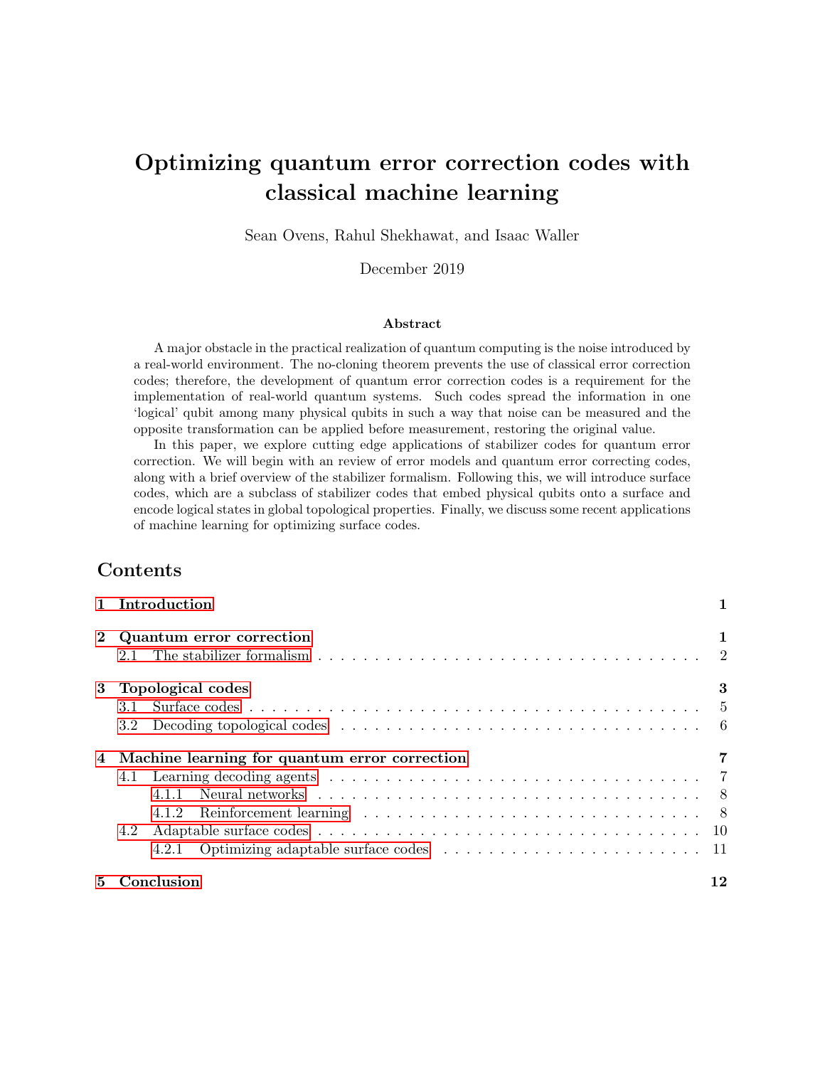# Optimizing quantum error correction codes with classical machine learning

Sean Ovens, Rahul Shekhawat, and Isaac Waller

December 2019

### Abstract

A major obstacle in the practical realization of quantum computing is the noise introduced by a real-world environment. The no-cloning theorem prevents the use of classical error correction codes; therefore, the development of quantum error correction codes is a requirement for the implementation of real-world quantum systems. Such codes spread the information in one 'logical' qubit among many physical qubits in such a way that noise can be measured and the opposite transformation can be applied before measurement, restoring the original value.

In this paper, we explore cutting edge applications of stabilizer codes for quantum error correction. We will begin with an review of error models and quantum error correcting codes, along with a brief overview of the stabilizer formalism. Following this, we will introduce surface codes, which are a subclass of stabilizer codes that embed physical qubits onto a surface and encode logical states in global topological properties. Finally, we discuss some recent applications of machine learning for optimizing surface codes.

## Contents

- **1 Introduction** — 1
- **2 Quantum error correction** — 1
  - 2.1 The stabilizer formalism — 2
- **3 Topological codes** — 3
  - 3.1 Surface codes — 5
  - 3.2 Decoding topological codes — 6
- **4 Machine learning for quantum error correction** — 7
  - 4.1 Learning decoding agents — 7
    - 4.1.1 Neural networks — 8
    - 4.1.2 Reinforcement learning — 8
  - 4.2 Adaptable surface codes — 10
    - 4.2.1 Optimizing adaptable surface codes — 11
- **5 Conclusion** — 12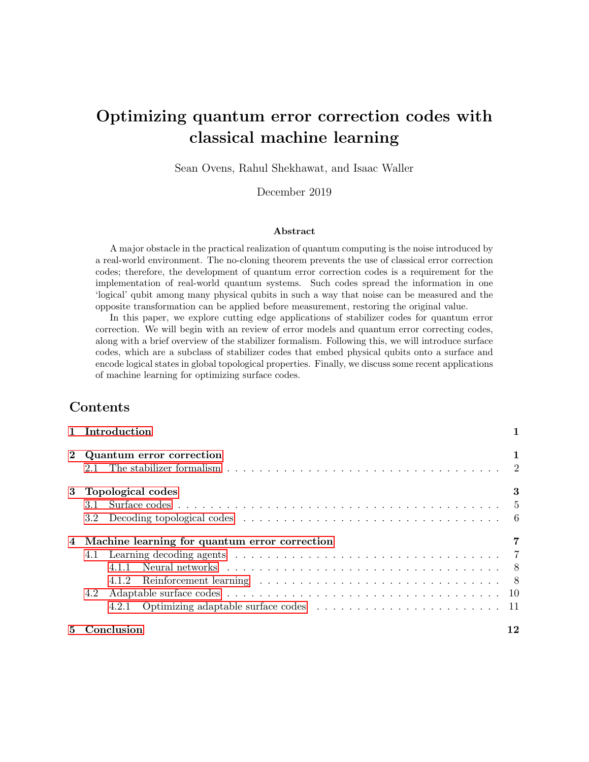# Optimizing quantum error correction codes with classical machine learning

Sean Ovens, Rahul Shekhawat, and Isaac Waller

December 2019

### Abstract

A major obstacle in the practical realization of quantum computing is the noise introduced by a real-world environment. The no-cloning theorem prevents the use of classical error correction codes; therefore, the development of quantum error correction codes is a requirement for the implementation of real-world quantum systems. Such codes spread the information in one 'logical' qubit among many physical qubits in such a way that noise can be measured and the opposite transformation can be applied before measurement, restoring the original value.

In this paper, we explore cutting edge applications of stabilizer codes for quantum error correction. We will begin with an review of error models and quantum error correcting codes, along with a brief overview of the stabilizer formalism. Following this, we will introduce surface codes, which are a subclass of stabilizer codes that embed physical qubits onto a surface and encode logical states in global topological properties. Finally, we discuss some recent applications of machine learning for optimizing surface codes.

## Contents

- **1 Introduction** — 1
- **2 Quantum error correction** — 1
  - 2.1 The stabilizer formalism — 2
- **3 Topological codes** — 3
  - 3.1 Surface codes — 5
  - 3.2 Decoding topological codes — 6
- **4 Machine learning for quantum error correction** — 7
  - 4.1 Learning decoding agents — 7
    - 4.1.1 Neural networks — 8
    - 4.1.2 Reinforcement learning — 8
  - 4.2 Adaptable surface codes — 10
    - 4.2.1 Optimizing adaptable surface codes — 11
- **5 Conclusion** — 12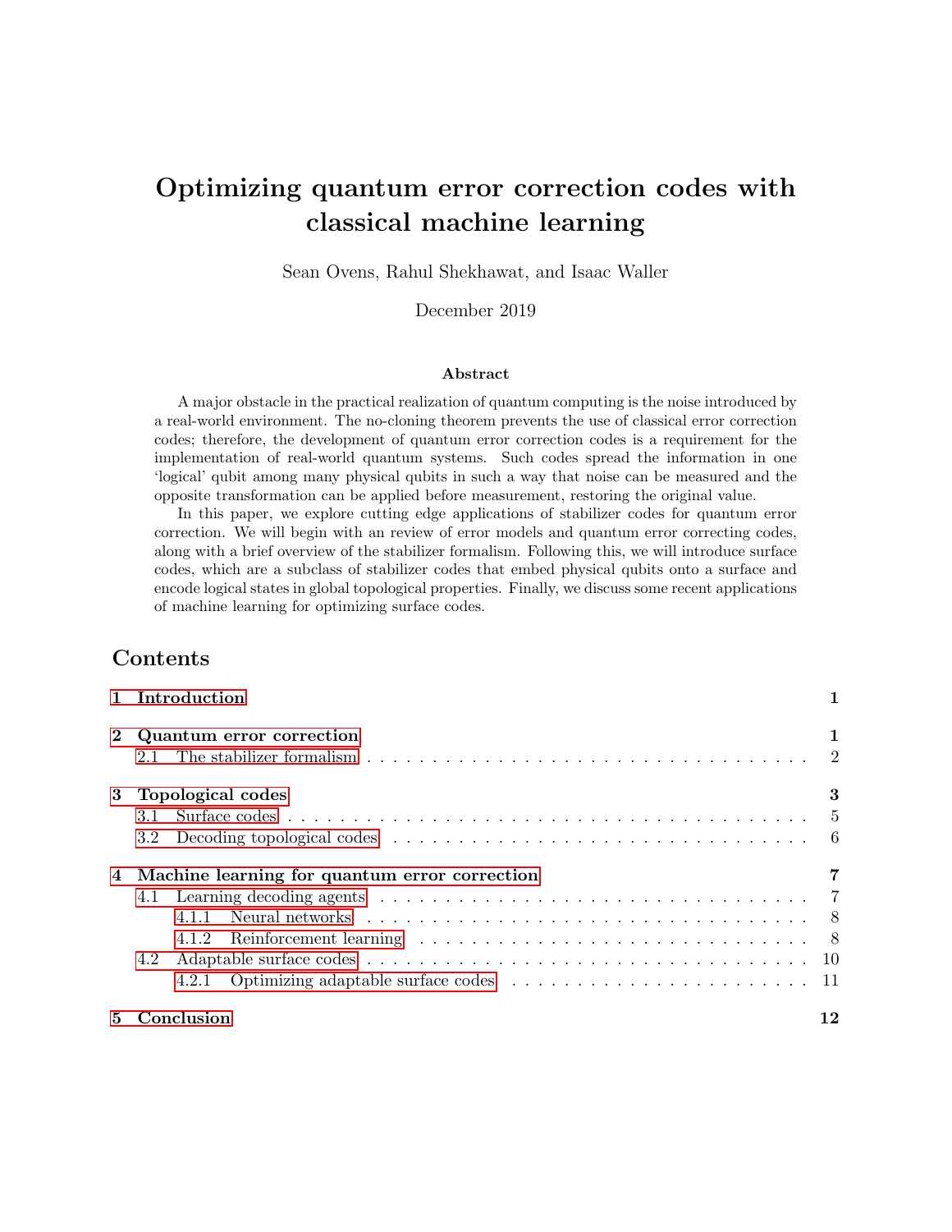# Optimizing quantum error correction codes with classical machine learning

Sean Ovens, Rahul Shekhawat, and Isaac Waller

December 2019

### Abstract

A major obstacle in the practical realization of quantum computing is the noise introduced by a real-world environment. The no-cloning theorem prevents the use of classical error correction codes; therefore, the development of quantum error correction codes is a requirement for the implementation of real-world quantum systems. Such codes spread the information in one 'logical' qubit among many physical qubits in such a way that noise can be measured and the opposite transformation can be applied before measurement, restoring the original value.

In this paper, we explore cutting edge applications of stabilizer codes for quantum error correction. We will begin with an review of error models and quantum error correcting codes, along with a brief overview of the stabilizer formalism. Following this, we will introduce surface codes, which are a subclass of stabilizer codes that embed physical qubits onto a surface and encode logical states in global topological properties. Finally, we discuss some recent applications of machine learning for optimizing surface codes.

## Contents

- **1 Introduction** ........ **1**
- **2 Quantum error correction** ........ **1**
  - 2.1 The stabilizer formalism ........ 2
- **3 Topological codes** ........ **3**
  - 3.1 Surface codes ........ 5
  - 3.2 Decoding topological codes ........ 6
- **4 Machine learning for quantum error correction** ........ **7**
  - 4.1 Learning decoding agents ........ 7
    - 4.1.1 Neural networks ........ 8
    - 4.1.2 Reinforcement learning ........ 8
  - 4.2 Adaptable surface codes ........ 10
    - 4.2.1 Optimizing adaptable surface codes ........ 11
- **5 Conclusion** ........ **12**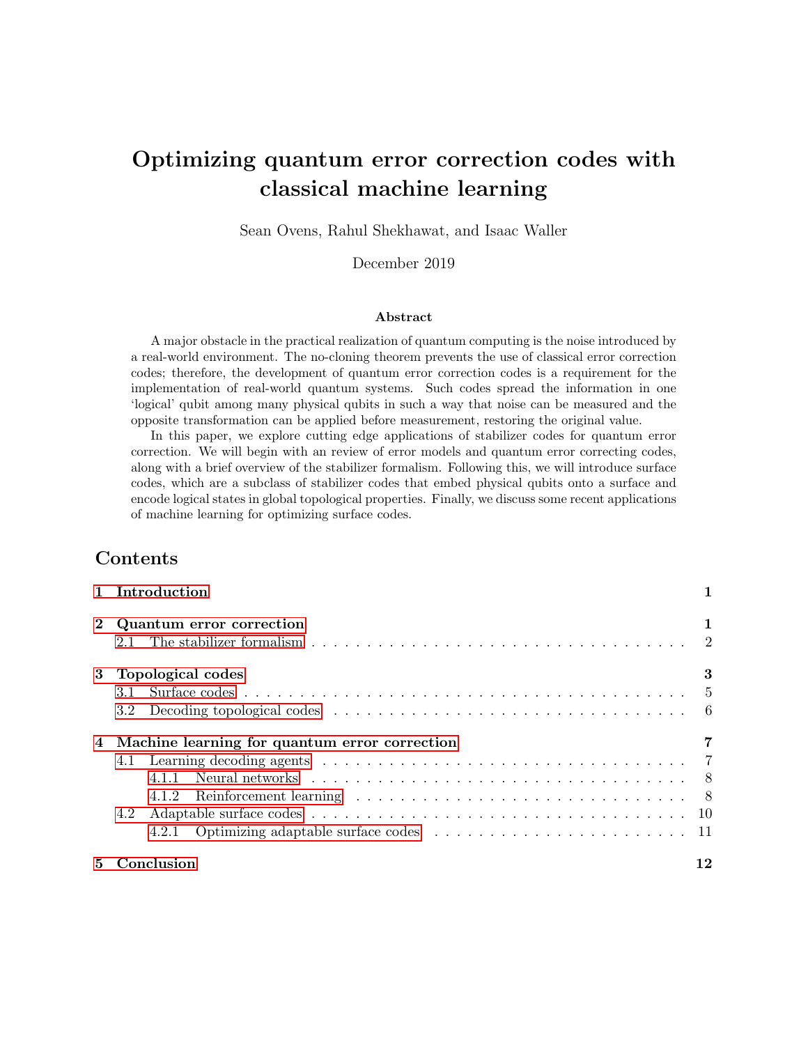# Optimizing quantum error correction codes with classical machine learning

Sean Ovens, Rahul Shekhawat, and Isaac Waller

December 2019

### Abstract

A major obstacle in the practical realization of quantum computing is the noise introduced by a real-world environment. The no-cloning theorem prevents the use of classical error correction codes; therefore, the development of quantum error correction codes is a requirement for the implementation of real-world quantum systems. Such codes spread the information in one 'logical' qubit among many physical qubits in such a way that noise can be measured and the opposite transformation can be applied before measurement, restoring the original value.

In this paper, we explore cutting edge applications of stabilizer codes for quantum error correction. We will begin with an review of error models and quantum error correcting codes, along with a brief overview of the stabilizer formalism. Following this, we will introduce surface codes, which are a subclass of stabilizer codes that embed physical qubits onto a surface and encode logical states in global topological properties. Finally, we discuss some recent applications of machine learning for optimizing surface codes.

## Contents

- **1 Introduction** — 1
- **2 Quantum error correction** — 1
  - 2.1 The stabilizer formalism — 2
- **3 Topological codes** — 3
  - 3.1 Surface codes — 5
  - 3.2 Decoding topological codes — 6
- **4 Machine learning for quantum error correction** — 7
  - 4.1 Learning decoding agents — 7
    - 4.1.1 Neural networks — 8
    - 4.1.2 Reinforcement learning — 8
  - 4.2 Adaptable surface codes — 10
    - 4.2.1 Optimizing adaptable surface codes — 11
- **5 Conclusion** — 12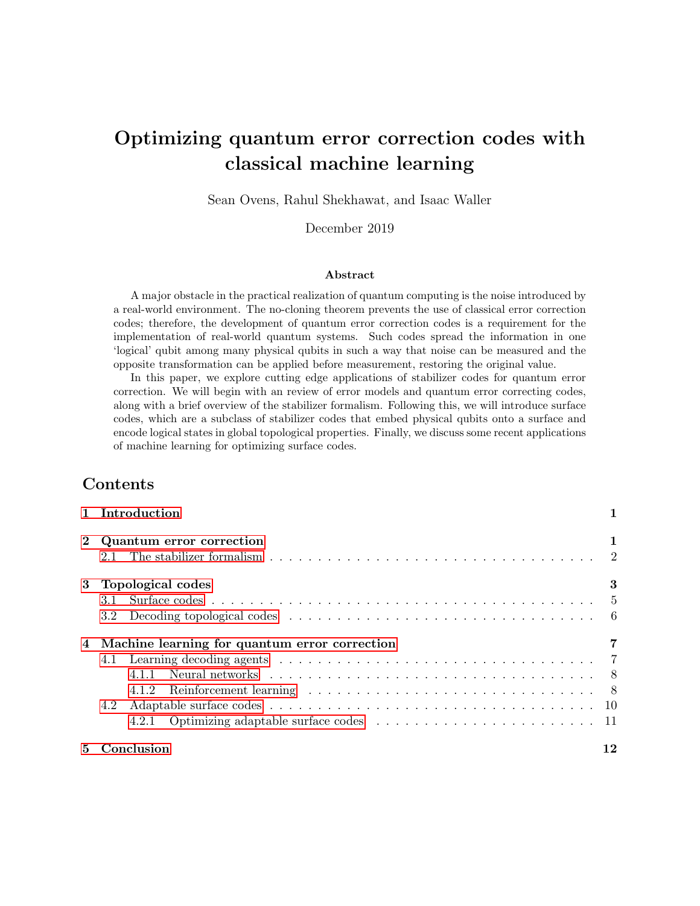# Optimizing quantum error correction codes with classical machine learning

Sean Ovens, Rahul Shekhawat, and Isaac Waller

December 2019

### Abstract

A major obstacle in the practical realization of quantum computing is the noise introduced by a real-world environment. The no-cloning theorem prevents the use of classical error correction codes; therefore, the development of quantum error correction codes is a requirement for the implementation of real-world quantum systems. Such codes spread the information in one 'logical' qubit among many physical qubits in such a way that noise can be measured and the opposite transformation can be applied before measurement, restoring the original value.

In this paper, we explore cutting edge applications of stabilizer codes for quantum error correction. We will begin with an review of error models and quantum error correcting codes, along with a brief overview of the stabilizer formalism. Following this, we will introduce surface codes, which are a subclass of stabilizer codes that embed physical qubits onto a surface and encode logical states in global topological properties. Finally, we discuss some recent applications of machine learning for optimizing surface codes.

## Contents

| | |
|---|---|
| **1 Introduction** | **1** |
| **2 Quantum error correction** | **1** |
| 2.1 The stabilizer formalism | 2 |
| **3 Topological codes** | **3** |
| 3.1 Surface codes | 5 |
| 3.2 Decoding topological codes | 6 |
| **4 Machine learning for quantum error correction** | **7** |
| 4.1 Learning decoding agents | 7 |
| 4.1.1 Neural networks | 8 |
| 4.1.2 Reinforcement learning | 8 |
| 4.2 Adaptable surface codes | 10 |
| 4.2.1 Optimizing adaptable surface codes | 11 |
| **5 Conclusion** | **12** |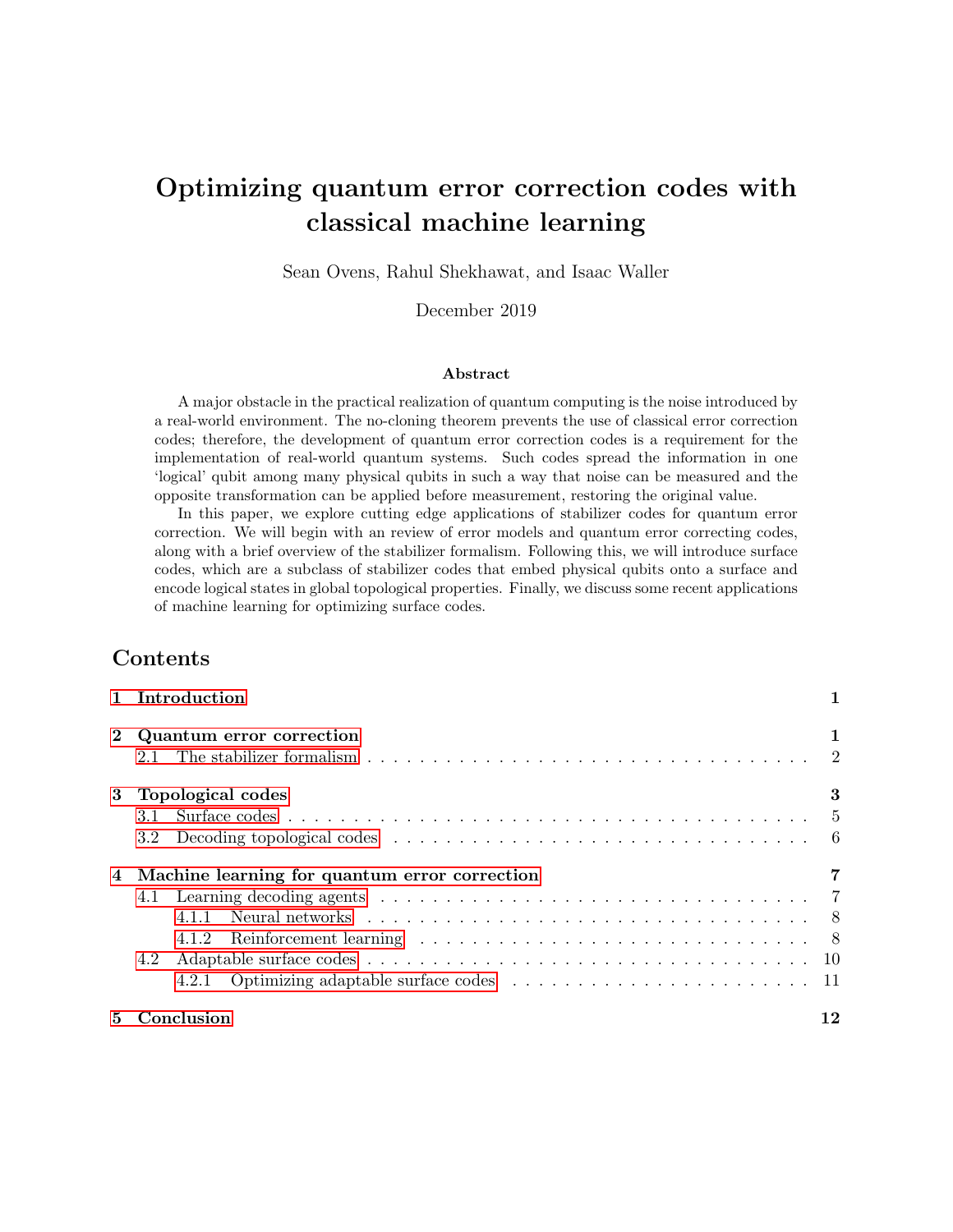# Optimizing quantum error correction codes with classical machine learning

Sean Ovens, Rahul Shekhawat, and Isaac Waller

December 2019

### Abstract

A major obstacle in the practical realization of quantum computing is the noise introduced by a real-world environment. The no-cloning theorem prevents the use of classical error correction codes; therefore, the development of quantum error correction codes is a requirement for the implementation of real-world quantum systems. Such codes spread the information in one 'logical' qubit among many physical qubits in such a way that noise can be measured and the opposite transformation can be applied before measurement, restoring the original value.

In this paper, we explore cutting edge applications of stabilizer codes for quantum error correction. We will begin with an review of error models and quantum error correcting codes, along with a brief overview of the stabilizer formalism. Following this, we will introduce surface codes, which are a subclass of stabilizer codes that embed physical qubits onto a surface and encode logical states in global topological properties. Finally, we discuss some recent applications of machine learning for optimizing surface codes.

## Contents

- **1 Introduction** — **1**
- **2 Quantum error correction** — **1**
  - 2.1 The stabilizer formalism — 2
- **3 Topological codes** — **3**
  - 3.1 Surface codes — 5
  - 3.2 Decoding topological codes — 6
- **4 Machine learning for quantum error correction** — **7**
  - 4.1 Learning decoding agents — 7
    - 4.1.1 Neural networks — 8
    - 4.1.2 Reinforcement learning — 8
  - 4.2 Adaptable surface codes — 10
    - 4.2.1 Optimizing adaptable surface codes — 11
- **5 Conclusion** — **12**